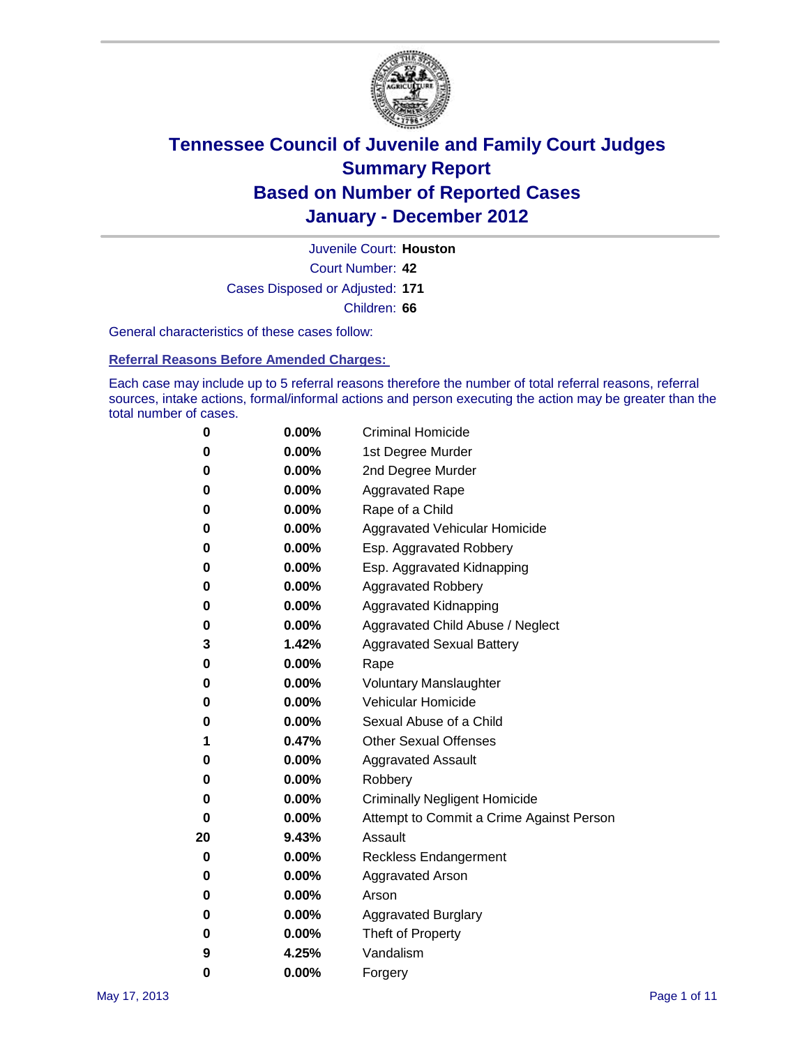# Tennessee Council of Juvenile and Family Court Judges
## Summary Report
## Based on Number of Reported Cases
## January - December 2012

Juvenile Court: **Houston**
Court Number: **42**
Cases Disposed or Adjusted: **171**
Children: **66**

General characteristics of these cases follow:

### Referral Reasons Before Amended Charges:

Each case may include up to 5 referral reasons therefore the number of total referral reasons, referral sources, intake actions, formal/informal actions and person executing the action may be greater than the total number of cases.

| Count | Percent | Referral Reason |
|---|---|---|
| 0 | 0.00% | Criminal Homicide |
| 0 | 0.00% | 1st Degree Murder |
| 0 | 0.00% | 2nd Degree Murder |
| 0 | 0.00% | Aggravated Rape |
| 0 | 0.00% | Rape of a Child |
| 0 | 0.00% | Aggravated Vehicular Homicide |
| 0 | 0.00% | Esp. Aggravated Robbery |
| 0 | 0.00% | Esp. Aggravated Kidnapping |
| 0 | 0.00% | Aggravated Robbery |
| 0 | 0.00% | Aggravated Kidnapping |
| 0 | 0.00% | Aggravated Child Abuse / Neglect |
| 3 | 1.42% | Aggravated Sexual Battery |
| 0 | 0.00% | Rape |
| 0 | 0.00% | Voluntary Manslaughter |
| 0 | 0.00% | Vehicular Homicide |
| 0 | 0.00% | Sexual Abuse of a Child |
| 1 | 0.47% | Other Sexual Offenses |
| 0 | 0.00% | Aggravated Assault |
| 0 | 0.00% | Robbery |
| 0 | 0.00% | Criminally Negligent Homicide |
| 0 | 0.00% | Attempt to Commit a Crime Against Person |
| 20 | 9.43% | Assault |
| 0 | 0.00% | Reckless Endangerment |
| 0 | 0.00% | Aggravated Arson |
| 0 | 0.00% | Arson |
| 0 | 0.00% | Aggravated Burglary |
| 0 | 0.00% | Theft of Property |
| 9 | 4.25% | Vandalism |
| 0 | 0.00% | Forgery |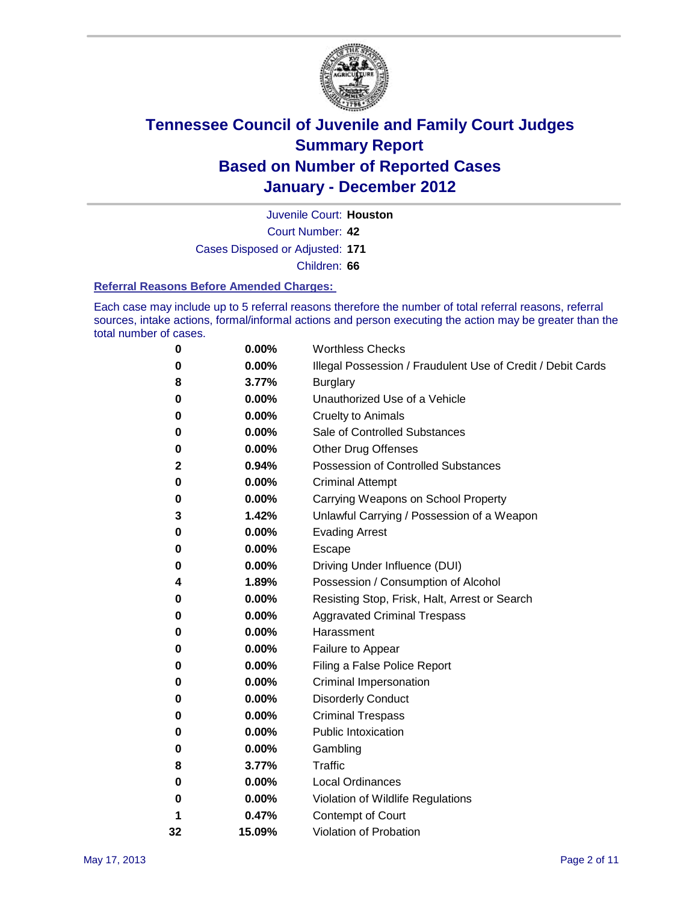# Tennessee Council of Juvenile and Family Court Judges
## Summary Report
## Based on Number of Reported Cases
## January - December 2012

Juvenile Court: **Houston**
Court Number: **42**
Cases Disposed or Adjusted: **171**
Children: **66**

### Referral Reasons Before Amended Charges:

Each case may include up to 5 referral reasons therefore the number of total referral reasons, referral sources, intake actions, formal/informal actions and person executing the action may be greater than the total number of cases.

| Count | Percent | Referral Reason |
|---|---|---|
| 0 | 0.00% | Worthless Checks |
| 0 | 0.00% | Illegal Possession / Fraudulent Use of Credit / Debit Cards |
| 8 | 3.77% | Burglary |
| 0 | 0.00% | Unauthorized Use of a Vehicle |
| 0 | 0.00% | Cruelty to Animals |
| 0 | 0.00% | Sale of Controlled Substances |
| 0 | 0.00% | Other Drug Offenses |
| 2 | 0.94% | Possession of Controlled Substances |
| 0 | 0.00% | Criminal Attempt |
| 0 | 0.00% | Carrying Weapons on School Property |
| 3 | 1.42% | Unlawful Carrying / Possession of a Weapon |
| 0 | 0.00% | Evading Arrest |
| 0 | 0.00% | Escape |
| 0 | 0.00% | Driving Under Influence (DUI) |
| 4 | 1.89% | Possession / Consumption of Alcohol |
| 0 | 0.00% | Resisting Stop, Frisk, Halt, Arrest or Search |
| 0 | 0.00% | Aggravated Criminal Trespass |
| 0 | 0.00% | Harassment |
| 0 | 0.00% | Failure to Appear |
| 0 | 0.00% | Filing a False Police Report |
| 0 | 0.00% | Criminal Impersonation |
| 0 | 0.00% | Disorderly Conduct |
| 0 | 0.00% | Criminal Trespass |
| 0 | 0.00% | Public Intoxication |
| 0 | 0.00% | Gambling |
| 8 | 3.77% | Traffic |
| 0 | 0.00% | Local Ordinances |
| 0 | 0.00% | Violation of Wildlife Regulations |
| 1 | 0.47% | Contempt of Court |
| 32 | 15.09% | Violation of Probation |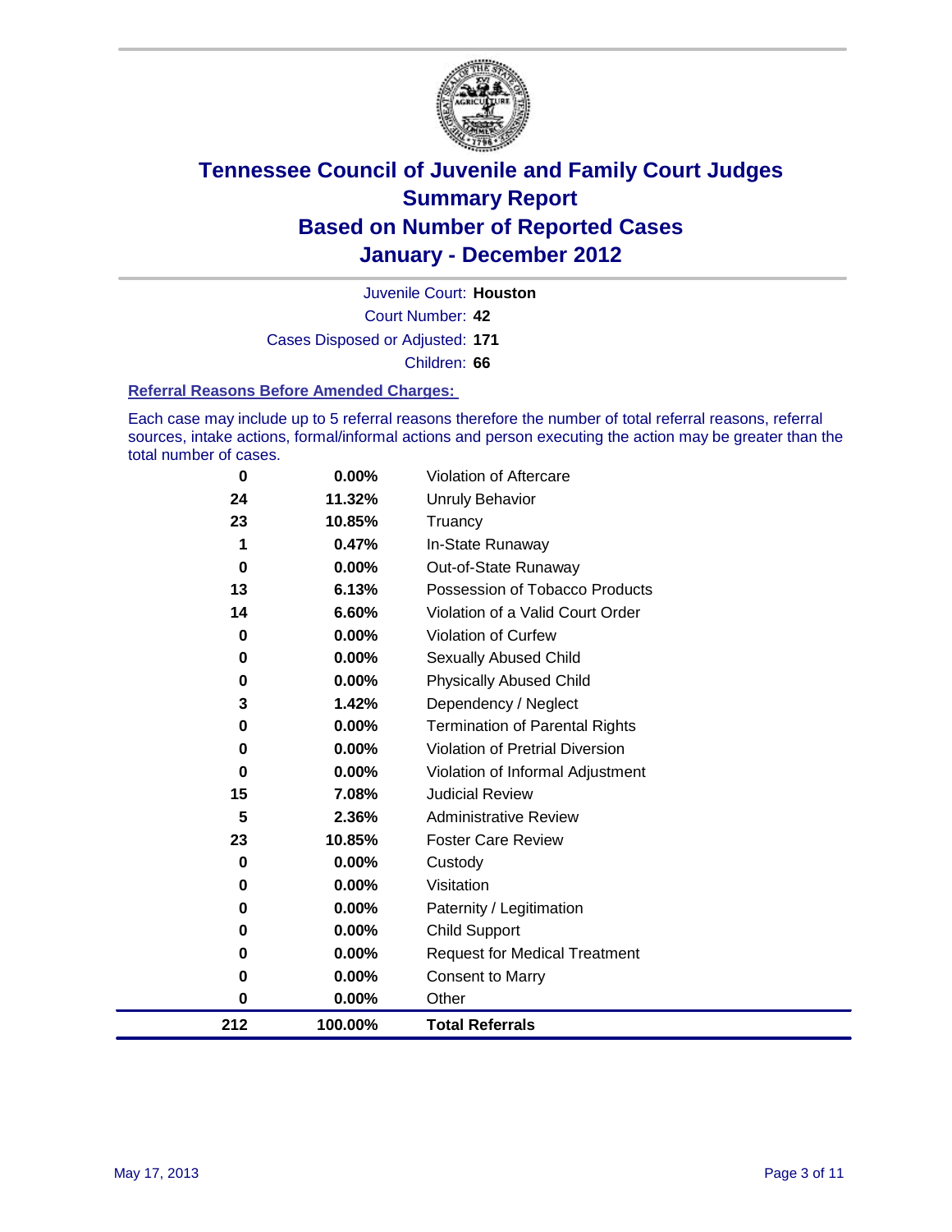# Tennessee Council of Juvenile and Family Court Judges
## Summary Report
## Based on Number of Reported Cases
## January - December 2012

Juvenile Court: **Houston**

Court Number: **42**

Cases Disposed or Adjusted: **171**

Children: **66**

### Referral Reasons Before Amended Charges:

Each case may include up to 5 referral reasons therefore the number of total referral reasons, referral sources, intake actions, formal/informal actions and person executing the action may be greater than the total number of cases.

| Count | Percent | Referral Reason |
|---|---|---|
| 0 | 0.00% | Violation of Aftercare |
| 24 | 11.32% | Unruly Behavior |
| 23 | 10.85% | Truancy |
| 1 | 0.47% | In-State Runaway |
| 0 | 0.00% | Out-of-State Runaway |
| 13 | 6.13% | Possession of Tobacco Products |
| 14 | 6.60% | Violation of a Valid Court Order |
| 0 | 0.00% | Violation of Curfew |
| 0 | 0.00% | Sexually Abused Child |
| 0 | 0.00% | Physically Abused Child |
| 3 | 1.42% | Dependency / Neglect |
| 0 | 0.00% | Termination of Parental Rights |
| 0 | 0.00% | Violation of Pretrial Diversion |
| 0 | 0.00% | Violation of Informal Adjustment |
| 15 | 7.08% | Judicial Review |
| 5 | 2.36% | Administrative Review |
| 23 | 10.85% | Foster Care Review |
| 0 | 0.00% | Custody |
| 0 | 0.00% | Visitation |
| 0 | 0.00% | Paternity / Legitimation |
| 0 | 0.00% | Child Support |
| 0 | 0.00% | Request for Medical Treatment |
| 0 | 0.00% | Consent to Marry |
| 0 | 0.00% | Other |
| **212** | **100.00%** | **Total Referrals** |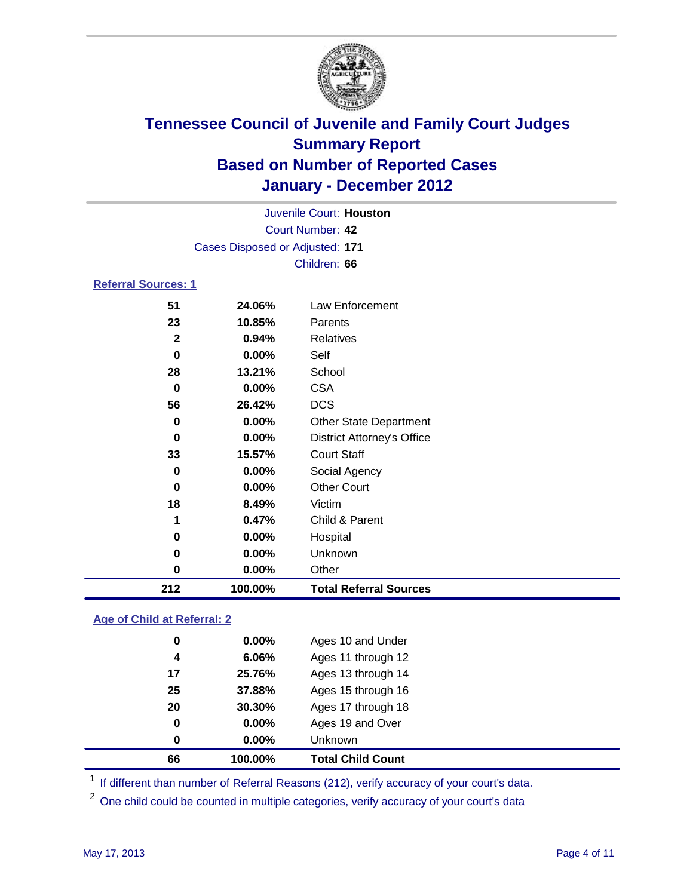# Tennessee Council of Juvenile and Family Court Judges
## Summary Report
## Based on Number of Reported Cases
## January - December 2012

Juvenile Court: **Houston**
Court Number: **42**
Cases Disposed or Adjusted: **171**
Children: **66**

### Referral Sources: 1

| Count | Percent | Source |
|---|---|---|
| 51 | 24.06% | Law Enforcement |
| 23 | 10.85% | Parents |
| 2 | 0.94% | Relatives |
| 0 | 0.00% | Self |
| 28 | 13.21% | School |
| 0 | 0.00% | CSA |
| 56 | 26.42% | DCS |
| 0 | 0.00% | Other State Department |
| 0 | 0.00% | District Attorney's Office |
| 33 | 15.57% | Court Staff |
| 0 | 0.00% | Social Agency |
| 0 | 0.00% | Other Court |
| 18 | 8.49% | Victim |
| 1 | 0.47% | Child & Parent |
| 0 | 0.00% | Hospital |
| 0 | 0.00% | Unknown |
| 0 | 0.00% | Other |
| **212** | **100.00%** | **Total Referral Sources** |

### Age of Child at Referral: 2

| Count | Percent | Age |
|---|---|---|
| 0 | 0.00% | Ages 10 and Under |
| 4 | 6.06% | Ages 11 through 12 |
| 17 | 25.76% | Ages 13 through 14 |
| 25 | 37.88% | Ages 15 through 16 |
| 20 | 30.30% | Ages 17 through 18 |
| 0 | 0.00% | Ages 19 and Over |
| 0 | 0.00% | Unknown |
| **66** | **100.00%** | **Total Child Count** |

[1] If different than number of Referral Reasons (212), verify accuracy of your court's data.

[2] One child could be counted in multiple categories, verify accuracy of your court's data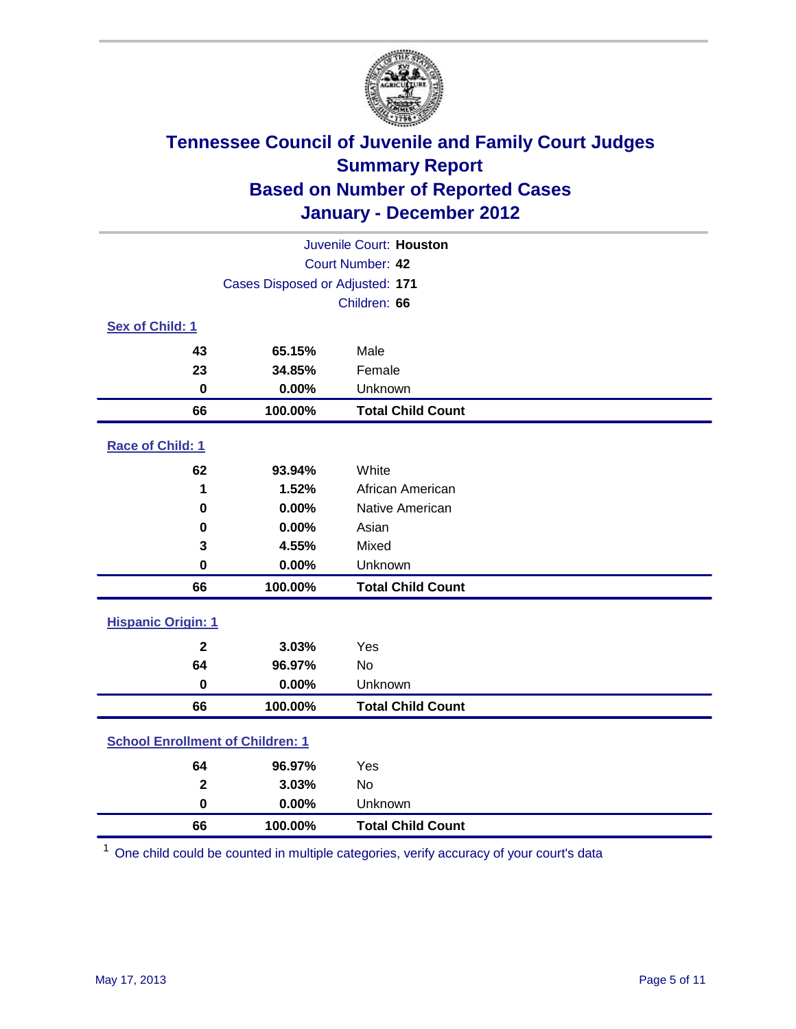# Tennessee Council of Juvenile and Family Court Judges
## Summary Report
## Based on Number of Reported Cases
## January - December 2012

Juvenile Court: **Houston**
Court Number: **42**
Cases Disposed or Adjusted: **171**
Children: **66**

### Sex of Child: 1

| Count | Percent | Category |
|---|---|---|
| 43 | 65.15% | Male |
| 23 | 34.85% | Female |
| 0 | 0.00% | Unknown |
| **66** | **100.00%** | **Total Child Count** |

### Race of Child: 1

| Count | Percent | Category |
|---|---|---|
| 62 | 93.94% | White |
| 1 | 1.52% | African American |
| 0 | 0.00% | Native American |
| 0 | 0.00% | Asian |
| 3 | 4.55% | Mixed |
| 0 | 0.00% | Unknown |
| **66** | **100.00%** | **Total Child Count** |

### Hispanic Origin: 1

| Count | Percent | Category |
|---|---|---|
| 2 | 3.03% | Yes |
| 64 | 96.97% | No |
| 0 | 0.00% | Unknown |
| **66** | **100.00%** | **Total Child Count** |

### School Enrollment of Children: 1

| Count | Percent | Category |
|---|---|---|
| 64 | 96.97% | Yes |
| 2 | 3.03% | No |
| 0 | 0.00% | Unknown |
| **66** | **100.00%** | **Total Child Count** |

[1] One child could be counted in multiple categories, verify accuracy of your court's data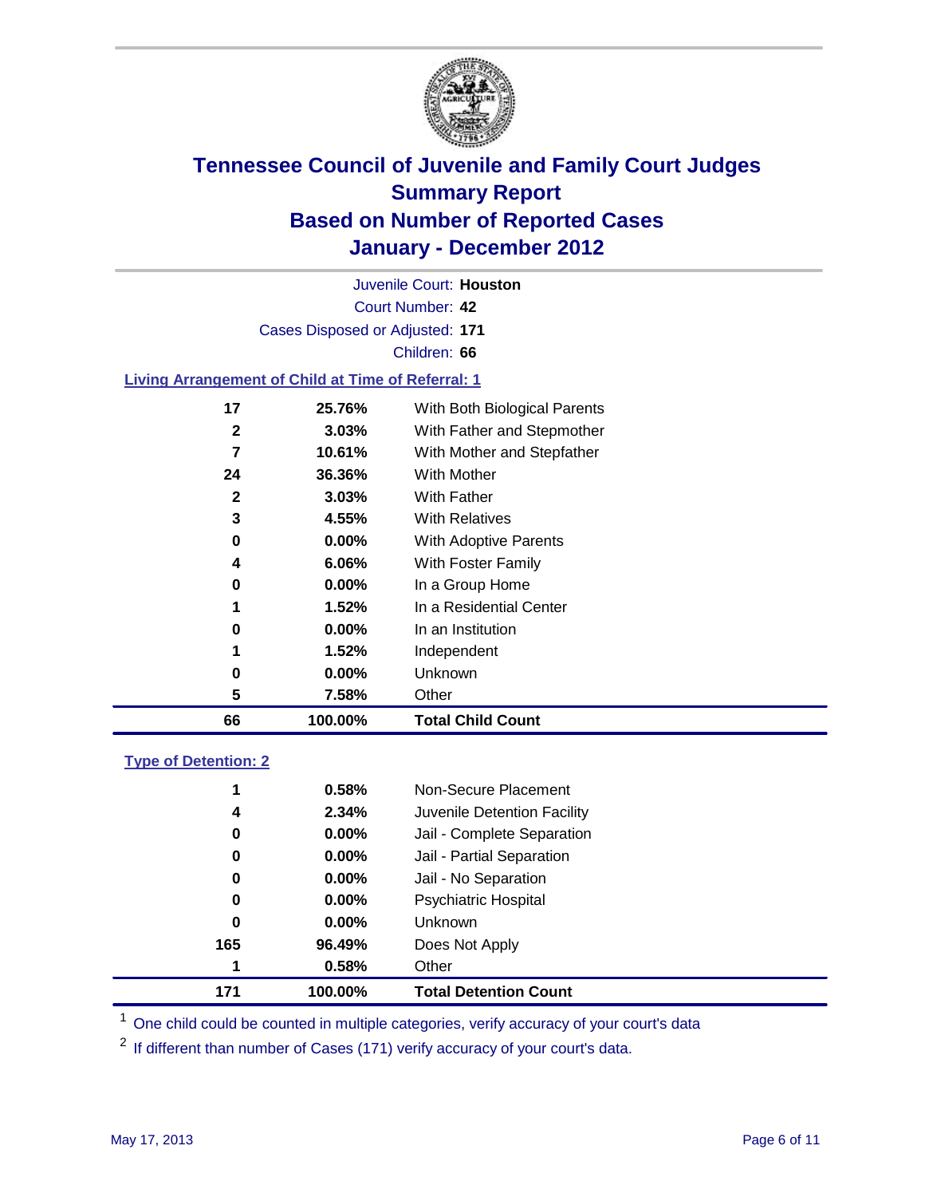# Tennessee Council of Juvenile and Family Court Judges
# Summary Report
# Based on Number of Reported Cases
# January - December 2012

Juvenile Court: **Houston**

Court Number: **42**

Cases Disposed or Adjusted: **171**

Children: **66**

### Living Arrangement of Child at Time of Referral: 1

| | | |
|---|---|---|
| 17 | 25.76% | With Both Biological Parents |
| 2 | 3.03% | With Father and Stepmother |
| 7 | 10.61% | With Mother and Stepfather |
| 24 | 36.36% | With Mother |
| 2 | 3.03% | With Father |
| 3 | 4.55% | With Relatives |
| 0 | 0.00% | With Adoptive Parents |
| 4 | 6.06% | With Foster Family |
| 0 | 0.00% | In a Group Home |
| 1 | 1.52% | In a Residential Center |
| 0 | 0.00% | In an Institution |
| 1 | 1.52% | Independent |
| 0 | 0.00% | Unknown |
| 5 | 7.58% | Other |
| **66** | **100.00%** | **Total Child Count** |

### Type of Detention: 2

| | | |
|---|---|---|
| 1 | 0.58% | Non-Secure Placement |
| 4 | 2.34% | Juvenile Detention Facility |
| 0 | 0.00% | Jail - Complete Separation |
| 0 | 0.00% | Jail - Partial Separation |
| 0 | 0.00% | Jail - No Separation |
| 0 | 0.00% | Psychiatric Hospital |
| 0 | 0.00% | Unknown |
| 165 | 96.49% | Does Not Apply |
| 1 | 0.58% | Other |
| **171** | **100.00%** | **Total Detention Count** |

[1] One child could be counted in multiple categories, verify accuracy of your court's data

[2] If different than number of Cases (171) verify accuracy of your court's data.

May 17, 2013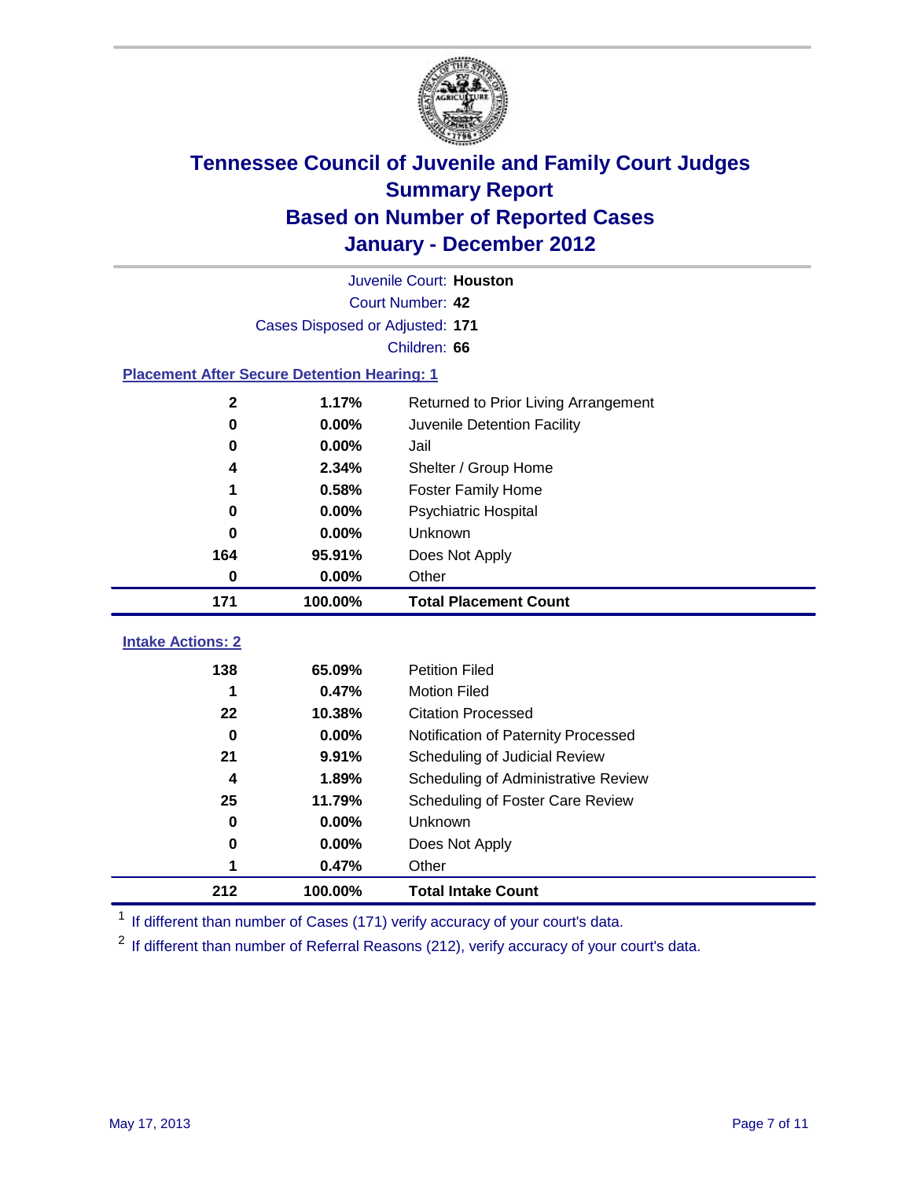# Tennessee Council of Juvenile and Family Court Judges
## Summary Report
## Based on Number of Reported Cases
## January - December 2012

Juvenile Court: **Houston**
Court Number: **42**
Cases Disposed or Adjusted: **171**
Children: **66**

### Placement After Secure Detention Hearing: 1

| | | |
|---|---|---|
| 2 | 1.17% | Returned to Prior Living Arrangement |
| 0 | 0.00% | Juvenile Detention Facility |
| 0 | 0.00% | Jail |
| 4 | 2.34% | Shelter / Group Home |
| 1 | 0.58% | Foster Family Home |
| 0 | 0.00% | Psychiatric Hospital |
| 0 | 0.00% | Unknown |
| 164 | 95.91% | Does Not Apply |
| 0 | 0.00% | Other |
| **171** | **100.00%** | **Total Placement Count** |

### Intake Actions: 2

| | | |
|---|---|---|
| 138 | 65.09% | Petition Filed |
| 1 | 0.47% | Motion Filed |
| 22 | 10.38% | Citation Processed |
| 0 | 0.00% | Notification of Paternity Processed |
| 21 | 9.91% | Scheduling of Judicial Review |
| 4 | 1.89% | Scheduling of Administrative Review |
| 25 | 11.79% | Scheduling of Foster Care Review |
| 0 | 0.00% | Unknown |
| 0 | 0.00% | Does Not Apply |
| 1 | 0.47% | Other |
| **212** | **100.00%** | **Total Intake Count** |

[1] If different than number of Cases (171) verify accuracy of your court's data.

[2] If different than number of Referral Reasons (212), verify accuracy of your court's data.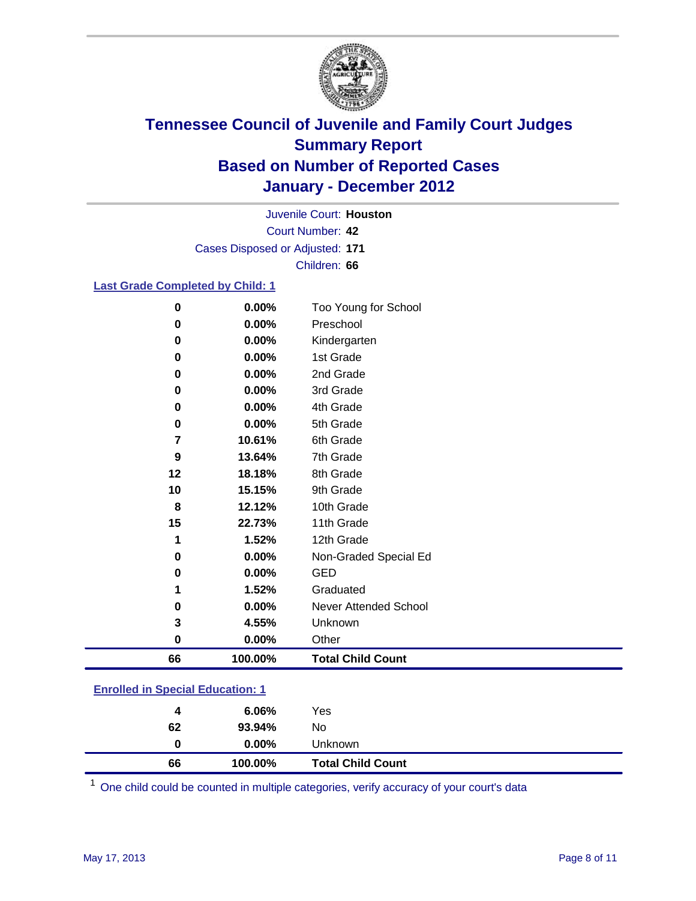# Tennessee Council of Juvenile and Family Court Judges
## Summary Report
## Based on Number of Reported Cases
## January - December 2012

Juvenile Court: **Houston**

Court Number: **42**

Cases Disposed or Adjusted: **171**

Children: **66**

### Last Grade Completed by Child: [1]

| Count | Percent | Category |
|---|---|---|
| 0 | 0.00% | Too Young for School |
| 0 | 0.00% | Preschool |
| 0 | 0.00% | Kindergarten |
| 0 | 0.00% | 1st Grade |
| 0 | 0.00% | 2nd Grade |
| 0 | 0.00% | 3rd Grade |
| 0 | 0.00% | 4th Grade |
| 0 | 0.00% | 5th Grade |
| 7 | 10.61% | 6th Grade |
| 9 | 13.64% | 7th Grade |
| 12 | 18.18% | 8th Grade |
| 10 | 15.15% | 9th Grade |
| 8 | 12.12% | 10th Grade |
| 15 | 22.73% | 11th Grade |
| 1 | 1.52% | 12th Grade |
| 0 | 0.00% | Non-Graded Special Ed |
| 0 | 0.00% | GED |
| 1 | 1.52% | Graduated |
| 0 | 0.00% | Never Attended School |
| 3 | 4.55% | Unknown |
| 0 | 0.00% | Other |
| **66** | **100.00%** | **Total Child Count** |

### Enrolled in Special Education: [1]

| Count | Percent | Category |
|---|---|---|
| 4 | 6.06% | Yes |
| 62 | 93.94% | No |
| 0 | 0.00% | Unknown |
| **66** | **100.00%** | **Total Child Count** |

[1] One child could be counted in multiple categories, verify accuracy of your court's data

May 17, 2013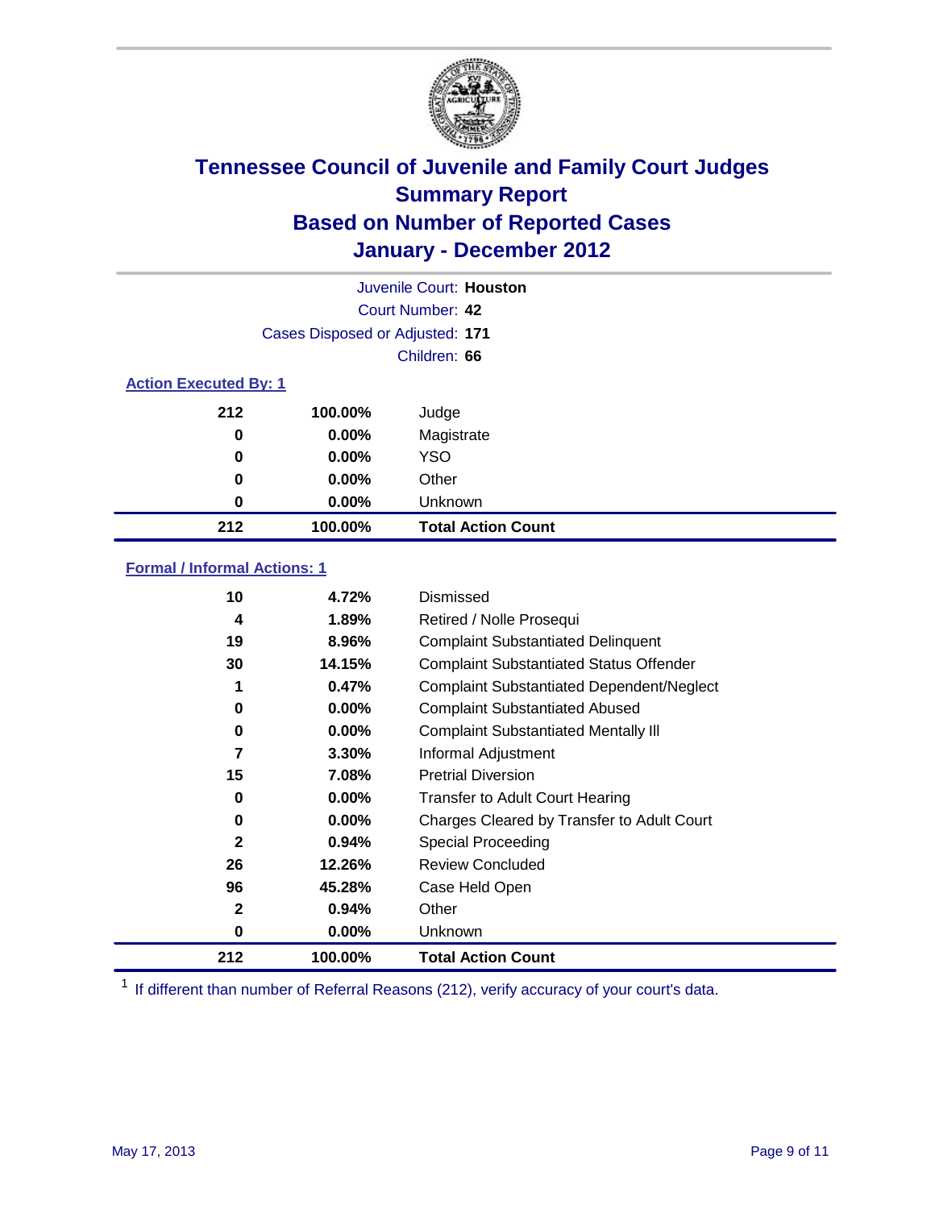# Tennessee Council of Juvenile and Family Court Judges
## Summary Report
## Based on Number of Reported Cases
## January - December 2012

Juvenile Court: **Houston**

Court Number: **42**

Cases Disposed or Adjusted: **171**

Children: **66**

### Action Executed By: 1

| | | |
|---|---|---|
| 212 | 100.00% | Judge |
| 0 | 0.00% | Magistrate |
| 0 | 0.00% | YSO |
| 0 | 0.00% | Other |
| 0 | 0.00% | Unknown |
| **212** | **100.00%** | **Total Action Count** |

### Formal / Informal Actions: 1

| | | |
|---|---|---|
| 10 | 4.72% | Dismissed |
| 4 | 1.89% | Retired / Nolle Prosequi |
| 19 | 8.96% | Complaint Substantiated Delinquent |
| 30 | 14.15% | Complaint Substantiated Status Offender |
| 1 | 0.47% | Complaint Substantiated Dependent/Neglect |
| 0 | 0.00% | Complaint Substantiated Abused |
| 0 | 0.00% | Complaint Substantiated Mentally Ill |
| 7 | 3.30% | Informal Adjustment |
| 15 | 7.08% | Pretrial Diversion |
| 0 | 0.00% | Transfer to Adult Court Hearing |
| 0 | 0.00% | Charges Cleared by Transfer to Adult Court |
| 2 | 0.94% | Special Proceeding |
| 26 | 12.26% | Review Concluded |
| 96 | 45.28% | Case Held Open |
| 2 | 0.94% | Other |
| 0 | 0.00% | Unknown |
| **212** | **100.00%** | **Total Action Count** |

[1] If different than number of Referral Reasons (212), verify accuracy of your court's data.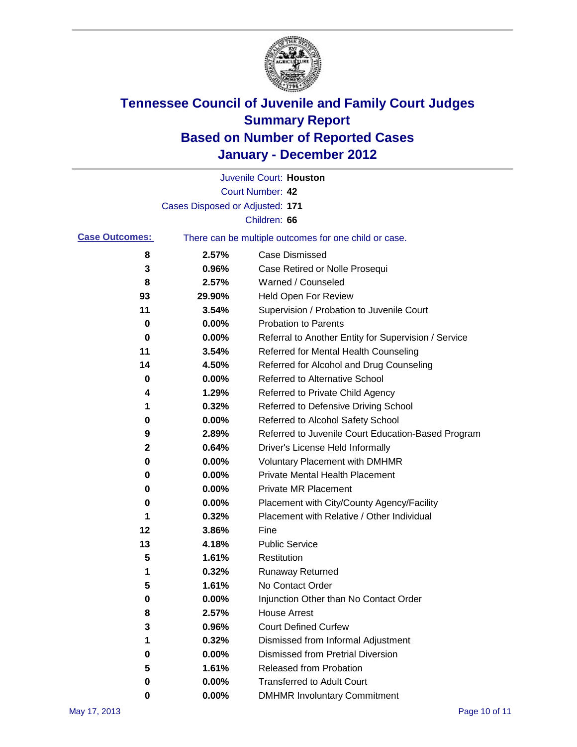# Tennessee Council of Juvenile and Family Court Judges
# Summary Report
# Based on Number of Reported Cases
# January - December 2012

Juvenile Court: **Houston**

Court Number: **42**

Cases Disposed or Adjusted: **171**

Children: **66**

**Case Outcomes:** There can be multiple outcomes for one child or case.

| | | |
|---|---|---|
| 8 | 2.57% | Case Dismissed |
| 3 | 0.96% | Case Retired or Nolle Prosequi |
| 8 | 2.57% | Warned / Counseled |
| 93 | 29.90% | Held Open For Review |
| 11 | 3.54% | Supervision / Probation to Juvenile Court |
| 0 | 0.00% | Probation to Parents |
| 0 | 0.00% | Referral to Another Entity for Supervision / Service |
| 11 | 3.54% | Referred for Mental Health Counseling |
| 14 | 4.50% | Referred for Alcohol and Drug Counseling |
| 0 | 0.00% | Referred to Alternative School |
| 4 | 1.29% | Referred to Private Child Agency |
| 1 | 0.32% | Referred to Defensive Driving School |
| 0 | 0.00% | Referred to Alcohol Safety School |
| 9 | 2.89% | Referred to Juvenile Court Education-Based Program |
| 2 | 0.64% | Driver's License Held Informally |
| 0 | 0.00% | Voluntary Placement with DMHMR |
| 0 | 0.00% | Private Mental Health Placement |
| 0 | 0.00% | Private MR Placement |
| 0 | 0.00% | Placement with City/County Agency/Facility |
| 1 | 0.32% | Placement with Relative / Other Individual |
| 12 | 3.86% | Fine |
| 13 | 4.18% | Public Service |
| 5 | 1.61% | Restitution |
| 1 | 0.32% | Runaway Returned |
| 5 | 1.61% | No Contact Order |
| 0 | 0.00% | Injunction Other than No Contact Order |
| 8 | 2.57% | House Arrest |
| 3 | 0.96% | Court Defined Curfew |
| 1 | 0.32% | Dismissed from Informal Adjustment |
| 0 | 0.00% | Dismissed from Pretrial Diversion |
| 5 | 1.61% | Released from Probation |
| 0 | 0.00% | Transferred to Adult Court |
| 0 | 0.00% | DMHMR Involuntary Commitment |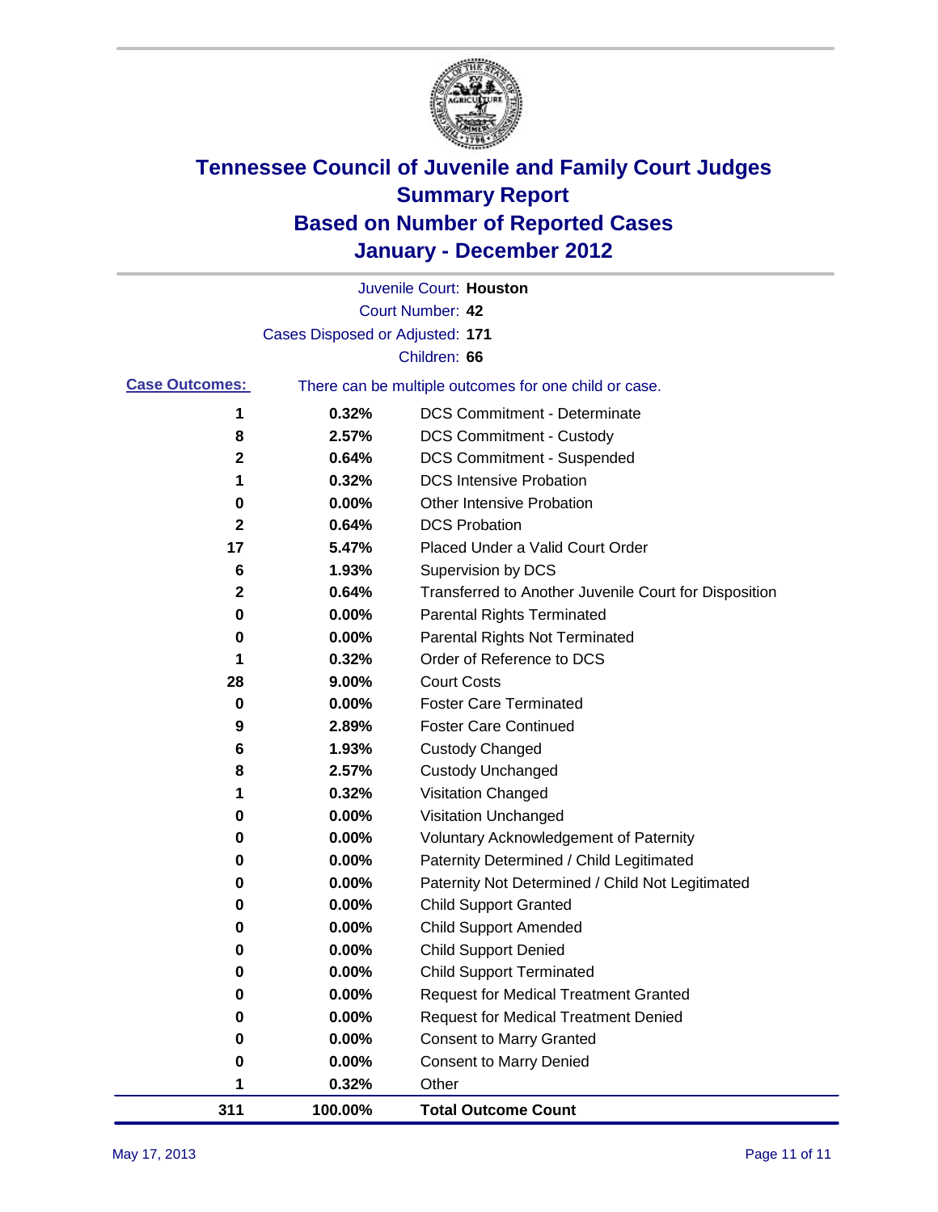# Tennessee Council of Juvenile and Family Court Judges
## Summary Report
## Based on Number of Reported Cases
## January - December 2012

Juvenile Court: **Houston**
Court Number: **42**
Cases Disposed or Adjusted: **171**
Children: **66**

**Case Outcomes:** There can be multiple outcomes for one child or case.

| | | |
|---|---|---|
| 1 | 0.32% | DCS Commitment - Determinate |
| 8 | 2.57% | DCS Commitment - Custody |
| 2 | 0.64% | DCS Commitment - Suspended |
| 1 | 0.32% | DCS Intensive Probation |
| 0 | 0.00% | Other Intensive Probation |
| 2 | 0.64% | DCS Probation |
| 17 | 5.47% | Placed Under a Valid Court Order |
| 6 | 1.93% | Supervision by DCS |
| 2 | 0.64% | Transferred to Another Juvenile Court for Disposition |
| 0 | 0.00% | Parental Rights Terminated |
| 0 | 0.00% | Parental Rights Not Terminated |
| 1 | 0.32% | Order of Reference to DCS |
| 28 | 9.00% | Court Costs |
| 0 | 0.00% | Foster Care Terminated |
| 9 | 2.89% | Foster Care Continued |
| 6 | 1.93% | Custody Changed |
| 8 | 2.57% | Custody Unchanged |
| 1 | 0.32% | Visitation Changed |
| 0 | 0.00% | Visitation Unchanged |
| 0 | 0.00% | Voluntary Acknowledgement of Paternity |
| 0 | 0.00% | Paternity Determined / Child Legitimated |
| 0 | 0.00% | Paternity Not Determined / Child Not Legitimated |
| 0 | 0.00% | Child Support Granted |
| 0 | 0.00% | Child Support Amended |
| 0 | 0.00% | Child Support Denied |
| 0 | 0.00% | Child Support Terminated |
| 0 | 0.00% | Request for Medical Treatment Granted |
| 0 | 0.00% | Request for Medical Treatment Denied |
| 0 | 0.00% | Consent to Marry Granted |
| 0 | 0.00% | Consent to Marry Denied |
| 1 | 0.32% | Other |
| **311** | **100.00%** | **Total Outcome Count** |